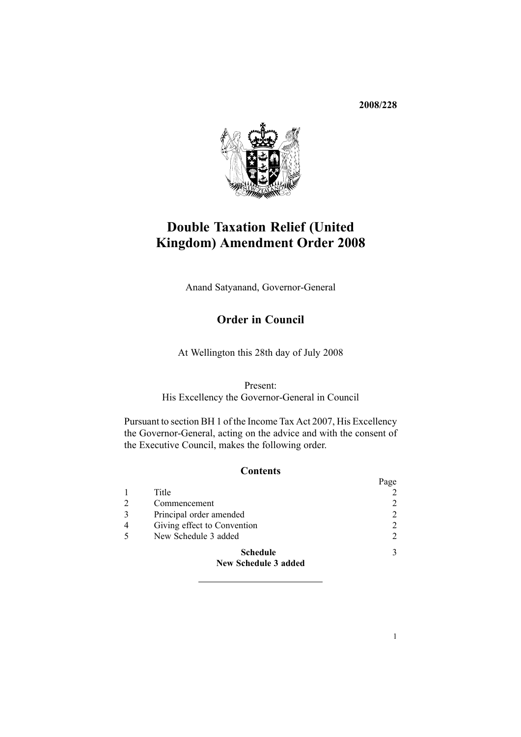**2008/228**

# Double Taxation Relief (United Kingdom) Amendment Order 2008

Anand Satyanand, Governor-General

## Order in Council

At Wellington this 28th day of July 2008

Present:
His Excellency the Governor-General in Council

Pursuant to section BH 1 of the Income Tax Act 2007, His Excellency the Governor-General, acting on the advice and with the consent of the Executive Council, makes the following order.

### Contents

| | | Page |
|---|---|---|
| 1 | Title | 2 |
| 2 | Commencement | 2 |
| 3 | Principal order amended | 2 |
| 4 | Giving effect to Convention | 2 |
| 5 | New Schedule 3 added | 2 |
| | **Schedule** **New Schedule 3 added** | 3 |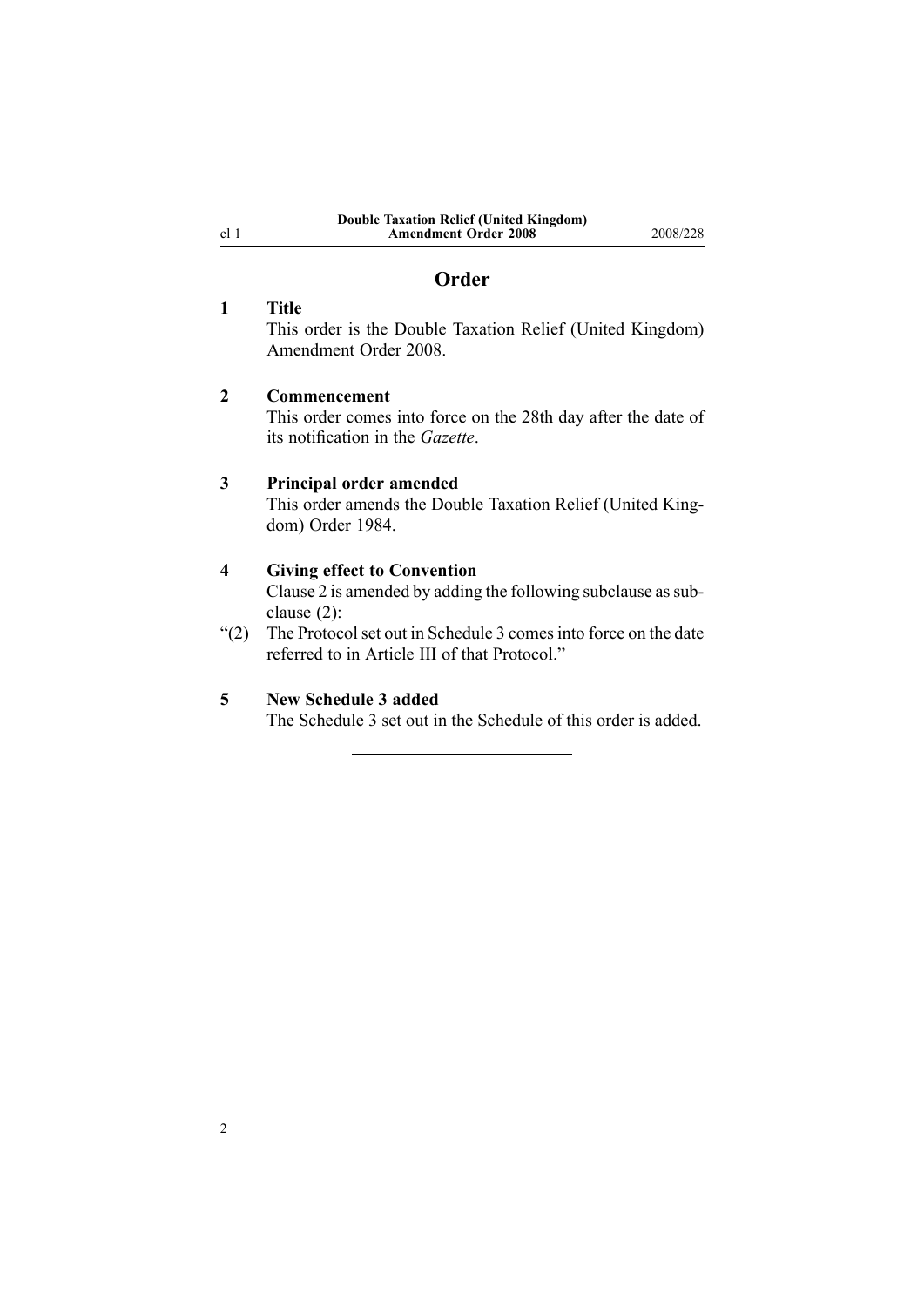## Order

### 1 Title

This order is the Double Taxation Relief (United Kingdom) Amendment Order 2008.

### 2 Commencement

This order comes into force on the 28th day after the date of its notification in the *Gazette*.

### 3 Principal order amended

This order amends the Double Taxation Relief (United Kingdom) Order 1984.

### 4 Giving effect to Convention

Clause 2 is amended by adding the following subclause as subclause (2):

"(2) The Protocol set out in Schedule 3 comes into force on the date referred to in Article III of that Protocol."

### 5 New Schedule 3 added

The Schedule 3 set out in the Schedule of this order is added.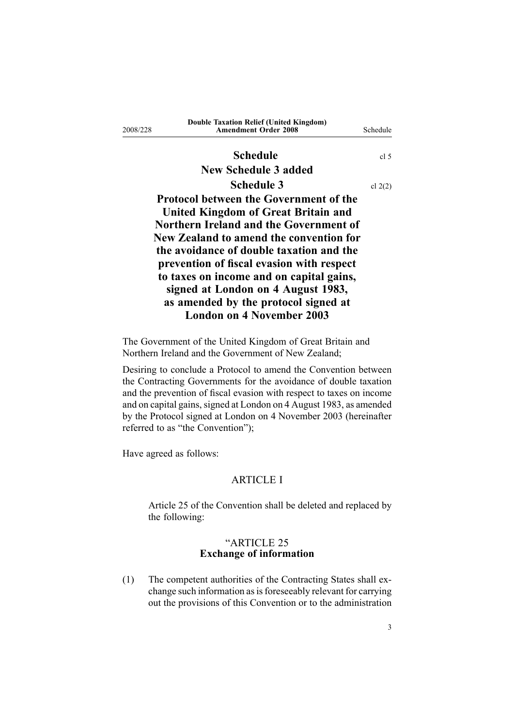# Schedule

cl 5

## New Schedule 3 added

# Schedule 3

cl 2(2)

## Protocol between the Government of the United Kingdom of Great Britain and Northern Ireland and the Government of New Zealand to amend the convention for the avoidance of double taxation and the prevention of fiscal evasion with respect to taxes on income and on capital gains, signed at London on 4 August 1983, as amended by the protocol signed at London on 4 November 2003

The Government of the United Kingdom of Great Britain and Northern Ireland and the Government of New Zealand;

Desiring to conclude a Protocol to amend the Convention between the Contracting Governments for the avoidance of double taxation and the prevention of fiscal evasion with respect to taxes on income and on capital gains, signed at London on 4 August 1983, as amended by the Protocol signed at London on 4 November 2003 (hereinafter referred to as "the Convention");

Have agreed as follows:

### ARTICLE I

Article 25 of the Convention shall be deleted and replaced by the following:

### "ARTICLE 25
**Exchange of information**

(1) The competent authorities of the Contracting States shall exchange such information as is foreseeably relevant for carrying out the provisions of this Convention or to the administration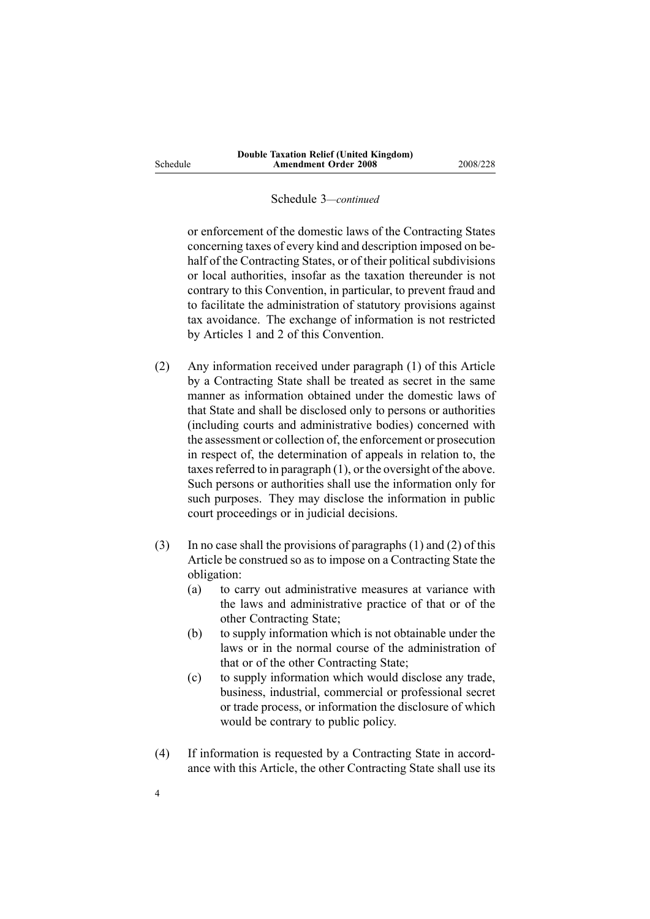Schedule 3—*continued*

or enforcement of the domestic laws of the Contracting States concerning taxes of every kind and description imposed on behalf of the Contracting States, or of their political subdivisions or local authorities, insofar as the taxation thereunder is not contrary to this Convention, in particular, to prevent fraud and to facilitate the administration of statutory provisions against tax avoidance. The exchange of information is not restricted by Articles 1 and 2 of this Convention.

(2) Any information received under paragraph (1) of this Article by a Contracting State shall be treated as secret in the same manner as information obtained under the domestic laws of that State and shall be disclosed only to persons or authorities (including courts and administrative bodies) concerned with the assessment or collection of, the enforcement or prosecution in respect of, the determination of appeals in relation to, the taxes referred to in paragraph (1), or the oversight of the above. Such persons or authorities shall use the information only for such purposes. They may disclose the information in public court proceedings or in judicial decisions.

(3) In no case shall the provisions of paragraphs (1) and (2) of this Article be construed so as to impose on a Contracting State the obligation:

(a) to carry out administrative measures at variance with the laws and administrative practice of that or of the other Contracting State;

(b) to supply information which is not obtainable under the laws or in the normal course of the administration of that or of the other Contracting State;

(c) to supply information which would disclose any trade, business, industrial, commercial or professional secret or trade process, or information the disclosure of which would be contrary to public policy.

(4) If information is requested by a Contracting State in accordance with this Article, the other Contracting State shall use its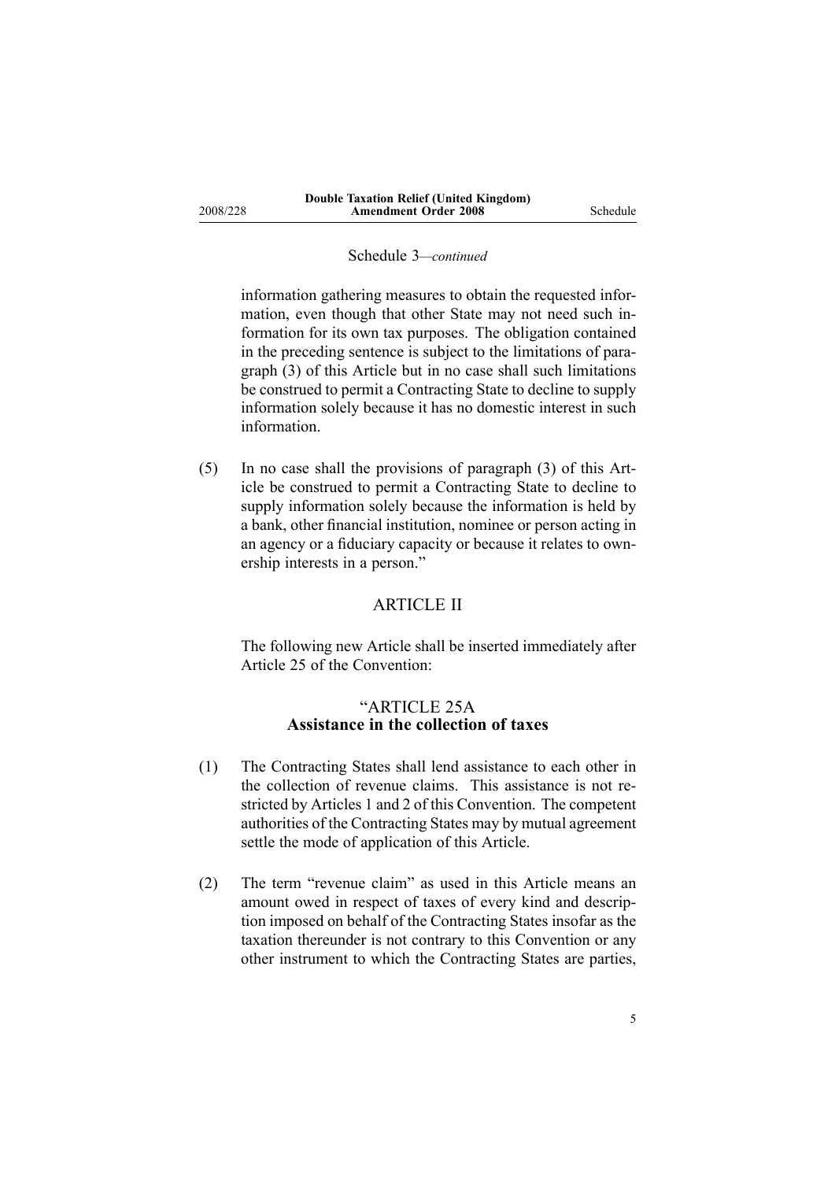Schedule 3—*continued*

information gathering measures to obtain the requested information, even though that other State may not need such information for its own tax purposes. The obligation contained in the preceding sentence is subject to the limitations of paragraph (3) of this Article but in no case shall such limitations be construed to permit a Contracting State to decline to supply information solely because it has no domestic interest in such information.

(5) In no case shall the provisions of paragraph (3) of this Article be construed to permit a Contracting State to decline to supply information solely because the information is held by a bank, other financial institution, nominee or person acting in an agency or a fiduciary capacity or because it relates to ownership interests in a person."

ARTICLE II

The following new Article shall be inserted immediately after Article 25 of the Convention:

"ARTICLE 25A
**Assistance in the collection of taxes**

(1) The Contracting States shall lend assistance to each other in the collection of revenue claims. This assistance is not restricted by Articles 1 and 2 of this Convention. The competent authorities of the Contracting States may by mutual agreement settle the mode of application of this Article.

(2) The term "revenue claim" as used in this Article means an amount owed in respect of taxes of every kind and description imposed on behalf of the Contracting States insofar as the taxation thereunder is not contrary to this Convention or any other instrument to which the Contracting States are parties,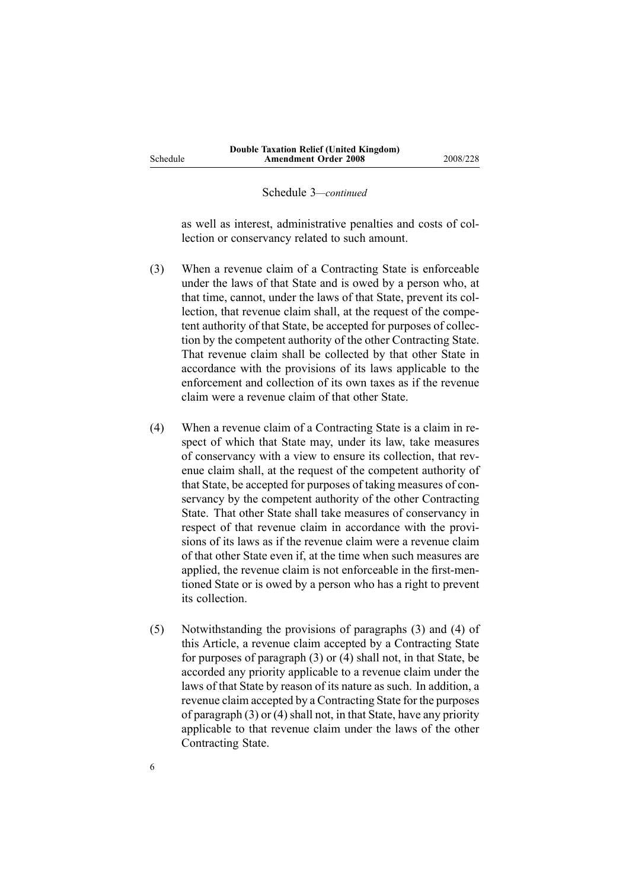Schedule 3—*continued*

as well as interest, administrative penalties and costs of collection or conservancy related to such amount.

(3) When a revenue claim of a Contracting State is enforceable under the laws of that State and is owed by a person who, at that time, cannot, under the laws of that State, prevent its collection, that revenue claim shall, at the request of the competent authority of that State, be accepted for purposes of collection by the competent authority of the other Contracting State. That revenue claim shall be collected by that other State in accordance with the provisions of its laws applicable to the enforcement and collection of its own taxes as if the revenue claim were a revenue claim of that other State.

(4) When a revenue claim of a Contracting State is a claim in respect of which that State may, under its law, take measures of conservancy with a view to ensure its collection, that revenue claim shall, at the request of the competent authority of that State, be accepted for purposes of taking measures of conservancy by the competent authority of the other Contracting State. That other State shall take measures of conservancy in respect of that revenue claim in accordance with the provisions of its laws as if the revenue claim were a revenue claim of that other State even if, at the time when such measures are applied, the revenue claim is not enforceable in the first-mentioned State or is owed by a person who has a right to prevent its collection.

(5) Notwithstanding the provisions of paragraphs (3) and (4) of this Article, a revenue claim accepted by a Contracting State for purposes of paragraph (3) or (4) shall not, in that State, be accorded any priority applicable to a revenue claim under the laws of that State by reason of its nature as such. In addition, a revenue claim accepted by a Contracting State for the purposes of paragraph (3) or (4) shall not, in that State, have any priority applicable to that revenue claim under the laws of the other Contracting State.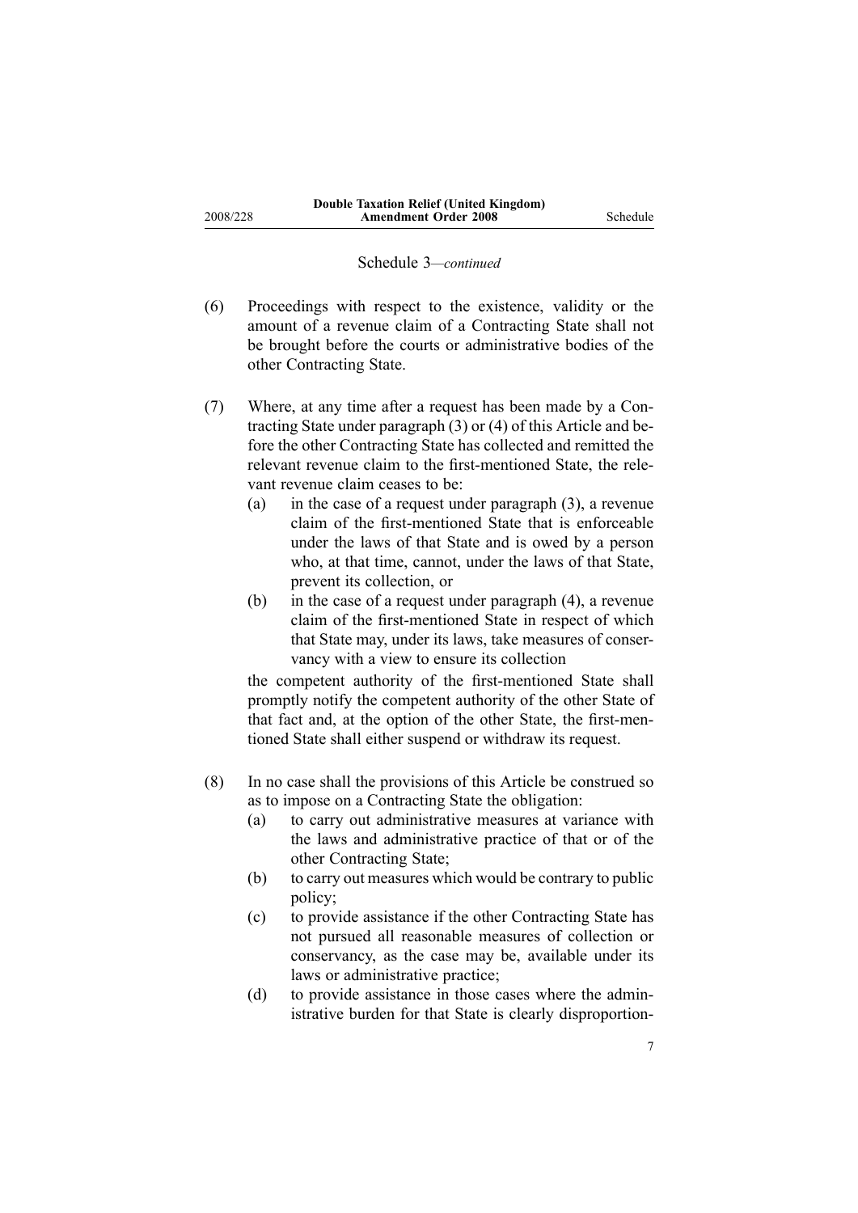Schedule 3—*continued*

(6) Proceedings with respect to the existence, validity or the amount of a revenue claim of a Contracting State shall not be brought before the courts or administrative bodies of the other Contracting State.

(7) Where, at any time after a request has been made by a Contracting State under paragraph (3) or (4) of this Article and before the other Contracting State has collected and remitted the relevant revenue claim to the first-mentioned State, the relevant revenue claim ceases to be:

(a) in the case of a request under paragraph (3), a revenue claim of the first-mentioned State that is enforceable under the laws of that State and is owed by a person who, at that time, cannot, under the laws of that State, prevent its collection, or

(b) in the case of a request under paragraph (4), a revenue claim of the first-mentioned State in respect of which that State may, under its laws, take measures of conservancy with a view to ensure its collection

the competent authority of the first-mentioned State shall promptly notify the competent authority of the other State of that fact and, at the option of the other State, the first-mentioned State shall either suspend or withdraw its request.

(8) In no case shall the provisions of this Article be construed so as to impose on a Contracting State the obligation:

(a) to carry out administrative measures at variance with the laws and administrative practice of that or of the other Contracting State;

(b) to carry out measures which would be contrary to public policy;

(c) to provide assistance if the other Contracting State has not pursued all reasonable measures of collection or conservancy, as the case may be, available under its laws or administrative practice;

(d) to provide assistance in those cases where the administrative burden for that State is clearly disproportion-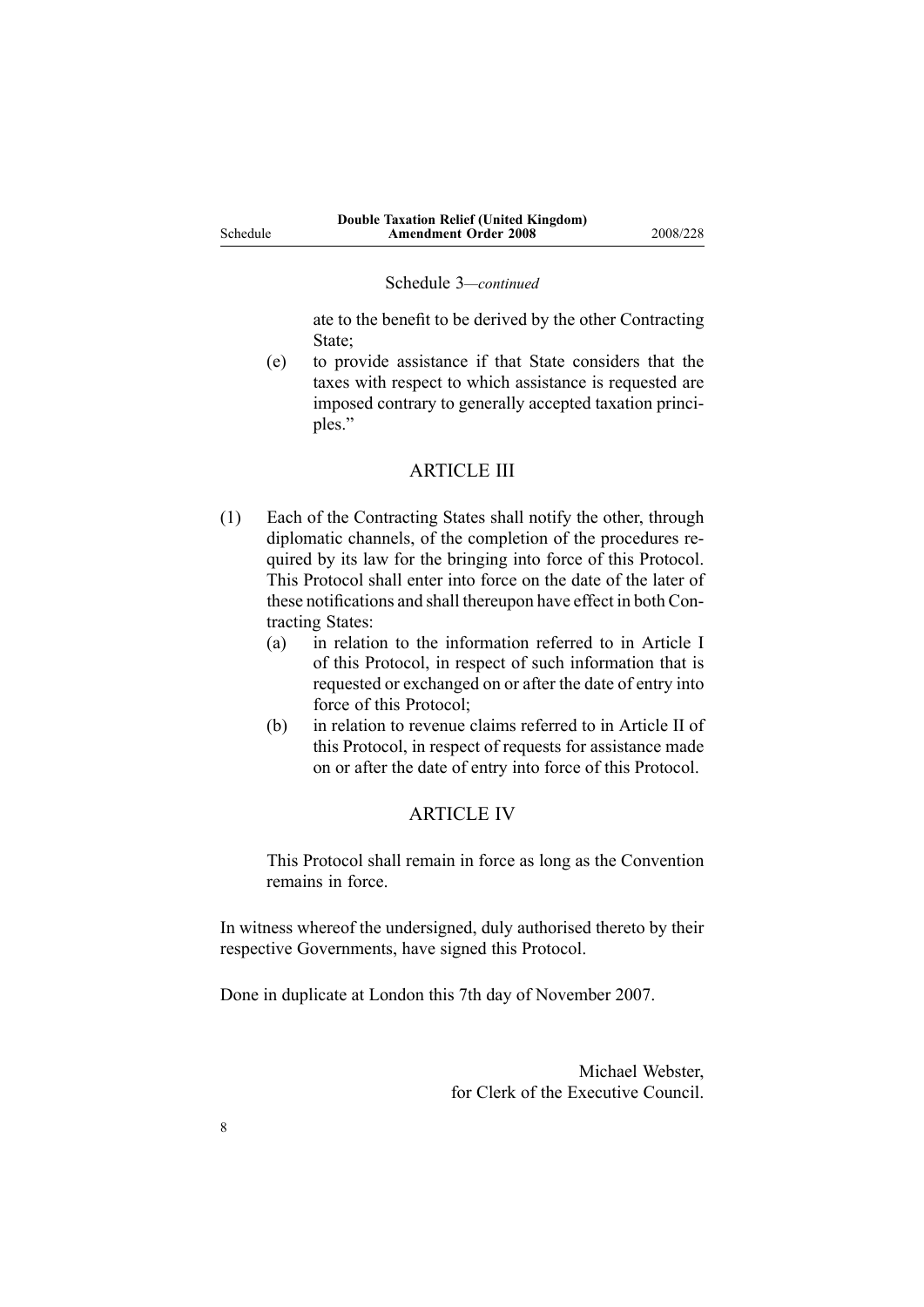Schedule 3—*continued*

ate to the benefit to be derived by the other Contracting State;

(e) to provide assistance if that State considers that the taxes with respect to which assistance is requested are imposed contrary to generally accepted taxation principles."

## ARTICLE III

(1) Each of the Contracting States shall notify the other, through diplomatic channels, of the completion of the procedures required by its law for the bringing into force of this Protocol. This Protocol shall enter into force on the date of the later of these notifications and shall thereupon have effect in both Contracting States:

(a) in relation to the information referred to in Article I of this Protocol, in respect of such information that is requested or exchanged on or after the date of entry into force of this Protocol;

(b) in relation to revenue claims referred to in Article II of this Protocol, in respect of requests for assistance made on or after the date of entry into force of this Protocol.

## ARTICLE IV

This Protocol shall remain in force as long as the Convention remains in force.

In witness whereof the undersigned, duly authorised thereto by their respective Governments, have signed this Protocol.

Done in duplicate at London this 7th day of November 2007.

Michael Webster,
for Clerk of the Executive Council.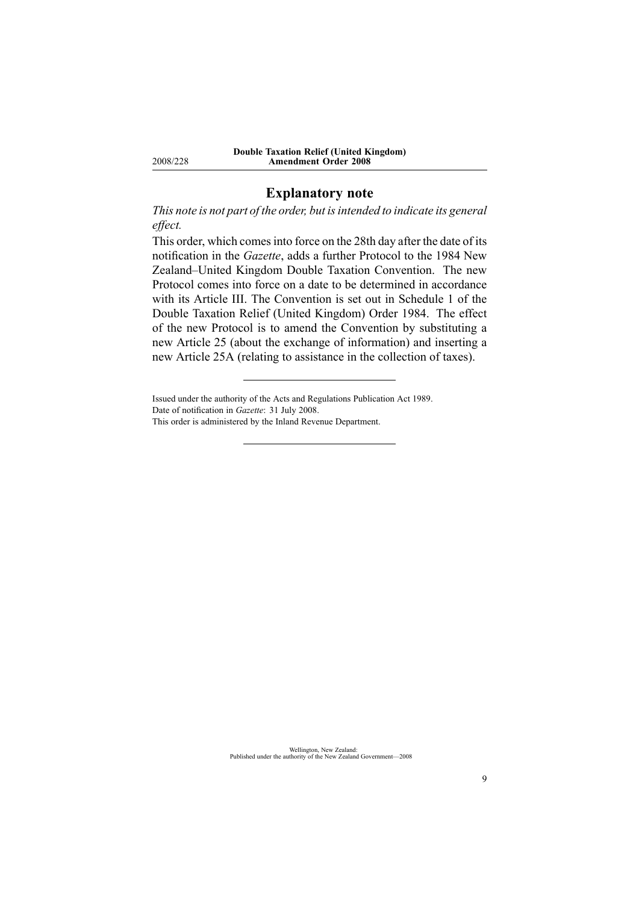## Explanatory note

*This note is not part of the order, but is intended to indicate its general effect.*

This order, which comes into force on the 28th day after the date of its notification in the *Gazette*, adds a further Protocol to the 1984 New Zealand–United Kingdom Double Taxation Convention. The new Protocol comes into force on a date to be determined in accordance with its Article III. The Convention is set out in Schedule 1 of the Double Taxation Relief (United Kingdom) Order 1984. The effect of the new Protocol is to amend the Convention by substituting a new Article 25 (about the exchange of information) and inserting a new Article 25A (relating to assistance in the collection of taxes).

---

Issued under the authority of the Acts and Regulations Publication Act 1989.
Date of notification in *Gazette*: 31 July 2008.
This order is administered by the Inland Revenue Department.

---

Wellington, New Zealand:
Published under the authority of the New Zealand Government—2008